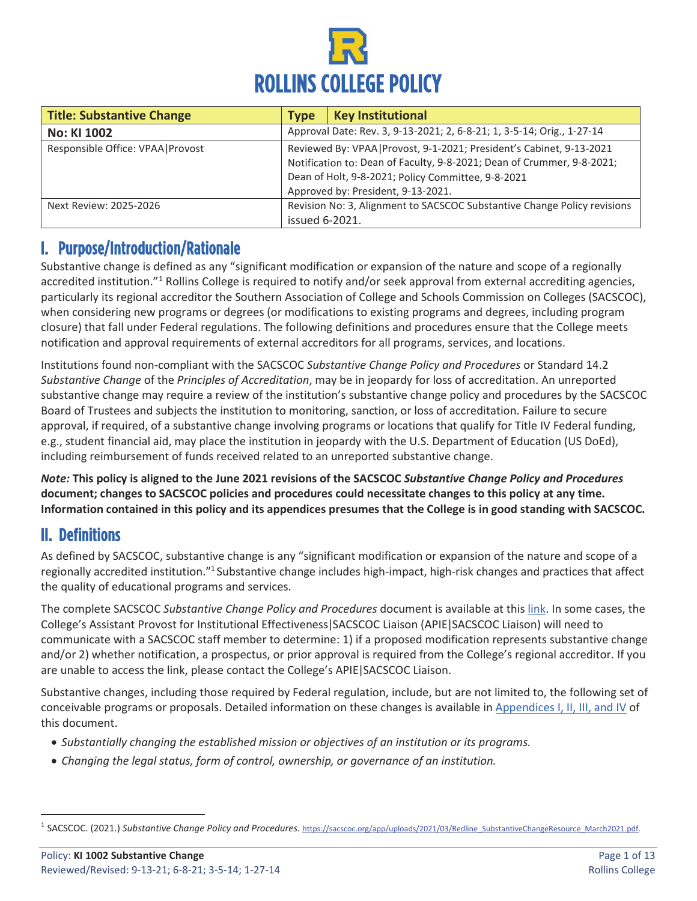# ROLLINS COLLEGE POLICY

| **Title: Substantive Change** | **Type** | **Key Institutional** |
|---|---|---|
| **No: KI 1002** | Approval Date: Rev. 3, 9-13-2021; 2, 6-8-21; 1, 3-5-14; Orig., 1-27-14 | |
| Responsible Office: VPAA\|Provost | Reviewed By: VPAA\|Provost, 9-1-2021; President's Cabinet, 9-13-2021<br>Notification to: Dean of Faculty, 9-8-2021; Dean of Crummer, 9-8-2021; Dean of Holt, 9-8-2021; Policy Committee, 9-8-2021<br>Approved by: President, 9-13-2021. | |
| Next Review: 2025-2026 | Revision No: 3, Alignment to SACSCOC Substantive Change Policy revisions issued 6-2021. | |

## I. Purpose/Introduction/Rationale

Substantive change is defined as any "significant modification or expansion of the nature and scope of a regionally accredited institution."[1] Rollins College is required to notify and/or seek approval from external accrediting agencies, particularly its regional accreditor the Southern Association of College and Schools Commission on Colleges (SACSCOC), when considering new programs or degrees (or modifications to existing programs and degrees, including program closure) that fall under Federal regulations. The following definitions and procedures ensure that the College meets notification and approval requirements of external accreditors for all programs, services, and locations.

Institutions found non-compliant with the SACSCOC *Substantive Change Policy and Procedures* or Standard 14.2 *Substantive Change* of the *Principles of Accreditation*, may be in jeopardy for loss of accreditation. An unreported substantive change may require a review of the institution's substantive change policy and procedures by the SACSCOC Board of Trustees and subjects the institution to monitoring, sanction, or loss of accreditation. Failure to secure approval, if required, of a substantive change involving programs or locations that qualify for Title IV Federal funding, e.g., student financial aid, may place the institution in jeopardy with the U.S. Department of Education (US DoEd), including reimbursement of funds received related to an unreported substantive change.

***Note:*** **This policy is aligned to the June 2021 revisions of the SACSCOC *Substantive Change Policy and Procedures* document; changes to SACSCOC policies and procedures could necessitate changes to this policy at any time. Information contained in this policy and its appendices presumes that the College is in good standing with SACSCOC.**

## II. Definitions

As defined by SACSCOC, substantive change is any "significant modification or expansion of the nature and scope of a regionally accredited institution."[1] Substantive change includes high-impact, high-risk changes and practices that affect the quality of educational programs and services.

The complete SACSCOC *Substantive Change Policy and Procedures* document is available at this link. In some cases, the College's Assistant Provost for Institutional Effectiveness|SACSCOC Liaison (APIE|SACSCOC Liaison) will need to communicate with a SACSCOC staff member to determine: 1) if a proposed modification represents substantive change and/or 2) whether notification, a prospectus, or prior approval is required from the College's regional accreditor. If you are unable to access the link, please contact the College's APIE|SACSCOC Liaison.

Substantive changes, including those required by Federal regulation, include, but are not limited to, the following set of conceivable programs or proposals. Detailed information on these changes is available in Appendices I, II, III, and IV of this document.

- *Substantially changing the established mission or objectives of an institution or its programs.*
- *Changing the legal status, form of control, ownership, or governance of an institution.*

---

[1] SACSCOC. (2021.) *Substantive Change Policy and Procedures*. https://sacscoc.org/app/uploads/2021/03/Redline_SubstantiveChangeResource_March2021.pdf.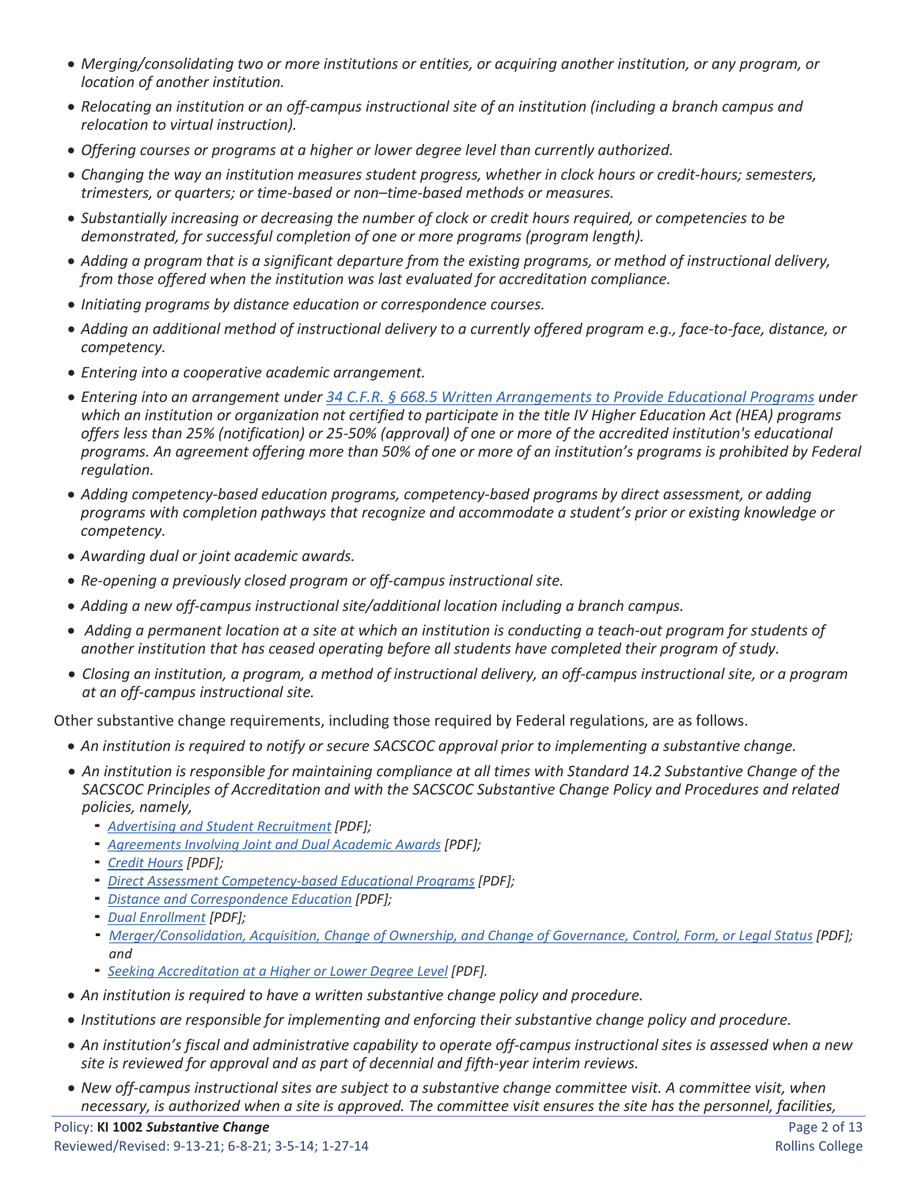- *Merging/consolidating two or more institutions or entities, or acquiring another institution, or any program, or location of another institution.*
- *Relocating an institution or an off-campus instructional site of an institution (including a branch campus and relocation to virtual instruction).*
- *Offering courses or programs at a higher or lower degree level than currently authorized.*
- *Changing the way an institution measures student progress, whether in clock hours or credit-hours; semesters, trimesters, or quarters; or time-based or non–time-based methods or measures.*
- *Substantially increasing or decreasing the number of clock or credit hours required, or competencies to be demonstrated, for successful completion of one or more programs (program length).*
- *Adding a program that is a significant departure from the existing programs, or method of instructional delivery, from those offered when the institution was last evaluated for accreditation compliance.*
- *Initiating programs by distance education or correspondence courses.*
- *Adding an additional method of instructional delivery to a currently offered program e.g., face-to-face, distance, or competency.*
- *Entering into a cooperative academic arrangement.*
- *Entering into an arrangement under [34 C.F.R. § 668.5 Written Arrangements to Provide Educational Programs] under which an institution or organization not certified to participate in the title IV Higher Education Act (HEA) programs offers less than 25% (notification) or 25-50% (approval) of one or more of the accredited institution's educational programs. An agreement offering more than 50% of one or more of an institution's programs is prohibited by Federal regulation.*
- *Adding competency-based education programs, competency-based programs by direct assessment, or adding programs with completion pathways that recognize and accommodate a student's prior or existing knowledge or competency.*
- *Awarding dual or joint academic awards.*
- *Re-opening a previously closed program or off-campus instructional site.*
- *Adding a new off-campus instructional site/additional location including a branch campus.*
- *Adding a permanent location at a site at which an institution is conducting a teach-out program for students of another institution that has ceased operating before all students have completed their program of study.*
- *Closing an institution, a program, a method of instructional delivery, an off-campus instructional site, or a program at an off-campus instructional site.*

Other substantive change requirements, including those required by Federal regulations, are as follows.

- *An institution is required to notify or secure SACSCOC approval prior to implementing a substantive change.*
- *An institution is responsible for maintaining compliance at all times with Standard 14.2 Substantive Change of the SACSCOC Principles of Accreditation and with the SACSCOC Substantive Change Policy and Procedures and related policies, namely,*
  - *Advertising and Student Recruitment [PDF];*
  - *Agreements Involving Joint and Dual Academic Awards [PDF];*
  - *Credit Hours [PDF];*
  - *Direct Assessment Competency-based Educational Programs [PDF];*
  - *Distance and Correspondence Education [PDF];*
  - *Dual Enrollment [PDF];*
  - *Merger/Consolidation, Acquisition, Change of Ownership, and Change of Governance, Control, Form, or Legal Status [PDF]; and*
  - *Seeking Accreditation at a Higher or Lower Degree Level [PDF].*
- *An institution is required to have a written substantive change policy and procedure.*
- *Institutions are responsible for implementing and enforcing their substantive change policy and procedure.*
- *An institution's fiscal and administrative capability to operate off-campus instructional sites is assessed when a new site is reviewed for approval and as part of decennial and fifth-year interim reviews.*
- *New off-campus instructional sites are subject to a substantive change committee visit. A committee visit, when necessary, is authorized when a site is approved. The committee visit ensures the site has the personnel, facilities,*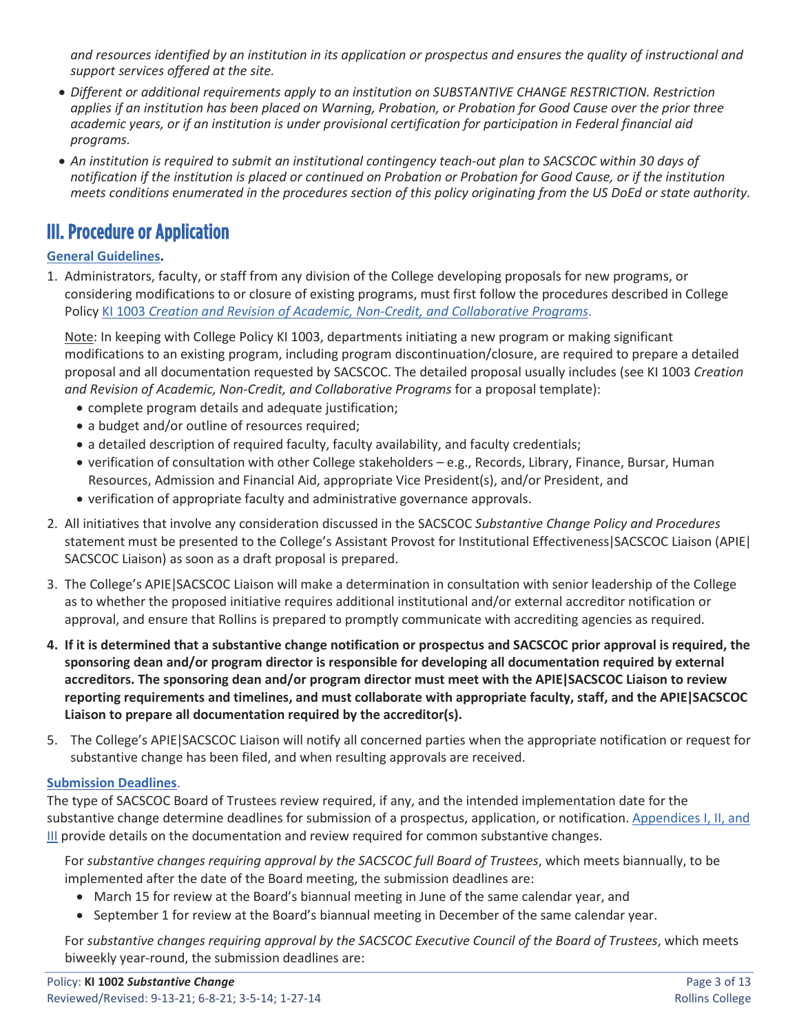*and resources identified by an institution in its application or prospectus and ensures the quality of instructional and support services offered at the site.*

- *Different or additional requirements apply to an institution on SUBSTANTIVE CHANGE RESTRICTION. Restriction applies if an institution has been placed on Warning, Probation, or Probation for Good Cause over the prior three academic years, or if an institution is under provisional certification for participation in Federal financial aid programs.*
- *An institution is required to submit an institutional contingency teach-out plan to SACSCOC within 30 days of notification if the institution is placed or continued on Probation or Probation for Good Cause, or if the institution meets conditions enumerated in the procedures section of this policy originating from the US DoEd or state authority.*

## III. Procedure or Application

**General Guidelines.**

1. Administrators, faculty, or staff from any division of the College developing proposals for new programs, or considering modifications to or closure of existing programs, must first follow the procedures described in College Policy KI 1003 *Creation and Revision of Academic, Non-Credit, and Collaborative Programs*.

   Note: In keeping with College Policy KI 1003, departments initiating a new program or making significant modifications to an existing program, including program discontinuation/closure, are required to prepare a detailed proposal and all documentation requested by SACSCOC. The detailed proposal usually includes (see KI 1003 *Creation and Revision of Academic, Non-Credit, and Collaborative Programs* for a proposal template):
   - complete program details and adequate justification;
   - a budget and/or outline of resources required;
   - a detailed description of required faculty, faculty availability, and faculty credentials;
   - verification of consultation with other College stakeholders – e.g., Records, Library, Finance, Bursar, Human Resources, Admission and Financial Aid, appropriate Vice President(s), and/or President, and
   - verification of appropriate faculty and administrative governance approvals.
2. All initiatives that involve any consideration discussed in the SACSCOC *Substantive Change Policy and Procedures* statement must be presented to the College's Assistant Provost for Institutional Effectiveness|SACSCOC Liaison (APIE|SACSCOC Liaison) as soon as a draft proposal is prepared.
3. The College's APIE|SACSCOC Liaison will make a determination in consultation with senior leadership of the College as to whether the proposed initiative requires additional institutional and/or external accreditor notification or approval, and ensure that Rollins is prepared to promptly communicate with accrediting agencies as required.
4. **If it is determined that a substantive change notification or prospectus and SACSCOC prior approval is required, the sponsoring dean and/or program director is responsible for developing all documentation required by external accreditors. The sponsoring dean and/or program director must meet with the APIE|SACSCOC Liaison to review reporting requirements and timelines, and must collaborate with appropriate faculty, staff, and the APIE|SACSCOC Liaison to prepare all documentation required by the accreditor(s).**
5. The College's APIE|SACSCOC Liaison will notify all concerned parties when the appropriate notification or request for substantive change has been filed, and when resulting approvals are received.

**Submission Deadlines.**

The type of SACSCOC Board of Trustees review required, if any, and the intended implementation date for the substantive change determine deadlines for submission of a prospectus, application, or notification. Appendices I, II, and III provide details on the documentation and review required for common substantive changes.

For *substantive changes requiring approval by the SACSCOC full Board of Trustees*, which meets biannually, to be implemented after the date of the Board meeting, the submission deadlines are:

- March 15 for review at the Board's biannual meeting in June of the same calendar year, and
- September 1 for review at the Board's biannual meeting in December of the same calendar year.

For *substantive changes requiring approval by the SACSCOC Executive Council of the Board of Trustees*, which meets biweekly year-round, the submission deadlines are: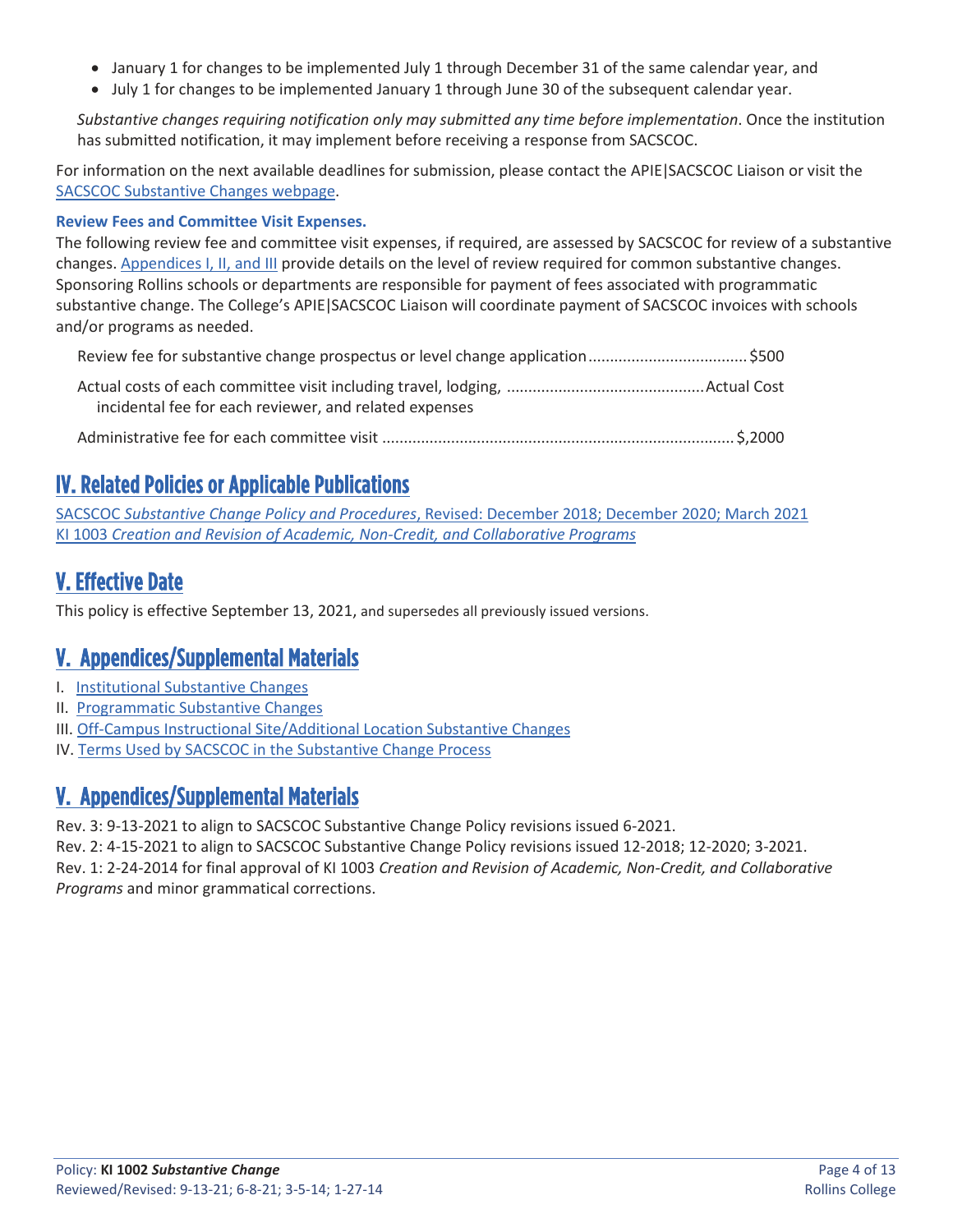- January 1 for changes to be implemented July 1 through December 31 of the same calendar year, and
- July 1 for changes to be implemented January 1 through June 30 of the subsequent calendar year.

*Substantive changes requiring notification only may submitted any time before implementation*. Once the institution has submitted notification, it may implement before receiving a response from SACSCOC.

For information on the next available deadlines for submission, please contact the APIE|SACSCOC Liaison or visit the SACSCOC Substantive Changes webpage.

**Review Fees and Committee Visit Expenses.**

The following review fee and committee visit expenses, if required, are assessed by SACSCOC for review of a substantive changes. Appendices I, II, and III provide details on the level of review required for common substantive changes. Sponsoring Rollins schools or departments are responsible for payment of fees associated with programmatic substantive change. The College's APIE|SACSCOC Liaison will coordinate payment of SACSCOC invoices with schools and/or programs as needed.

Review fee for substantive change prospectus or level change application .................................... $500

Actual costs of each committee visit including travel, lodging, incidental fee for each reviewer, and related expenses ............................................ Actual Cost

Administrative fee for each committee visit ................................................................................ $,2000

## IV. Related Policies or Applicable Publications

SACSCOC *Substantive Change Policy and Procedures*, Revised: December 2018; December 2020; March 2021
KI 1003 *Creation and Revision of Academic, Non-Credit, and Collaborative Programs*

## V. Effective Date

This policy is effective September 13, 2021, and supersedes all previously issued versions.

## V. Appendices/Supplemental Materials

I. Institutional Substantive Changes
II. Programmatic Substantive Changes
III. Off-Campus Instructional Site/Additional Location Substantive Changes
IV. Terms Used by SACSCOC in the Substantive Change Process

## V. Appendices/Supplemental Materials

Rev. 3: 9-13-2021 to align to SACSCOC Substantive Change Policy revisions issued 6-2021.
Rev. 2: 4-15-2021 to align to SACSCOC Substantive Change Policy revisions issued 12-2018; 12-2020; 3-2021.
Rev. 1: 2-24-2014 for final approval of KI 1003 *Creation and Revision of Academic, Non-Credit, and Collaborative Programs* and minor grammatical corrections.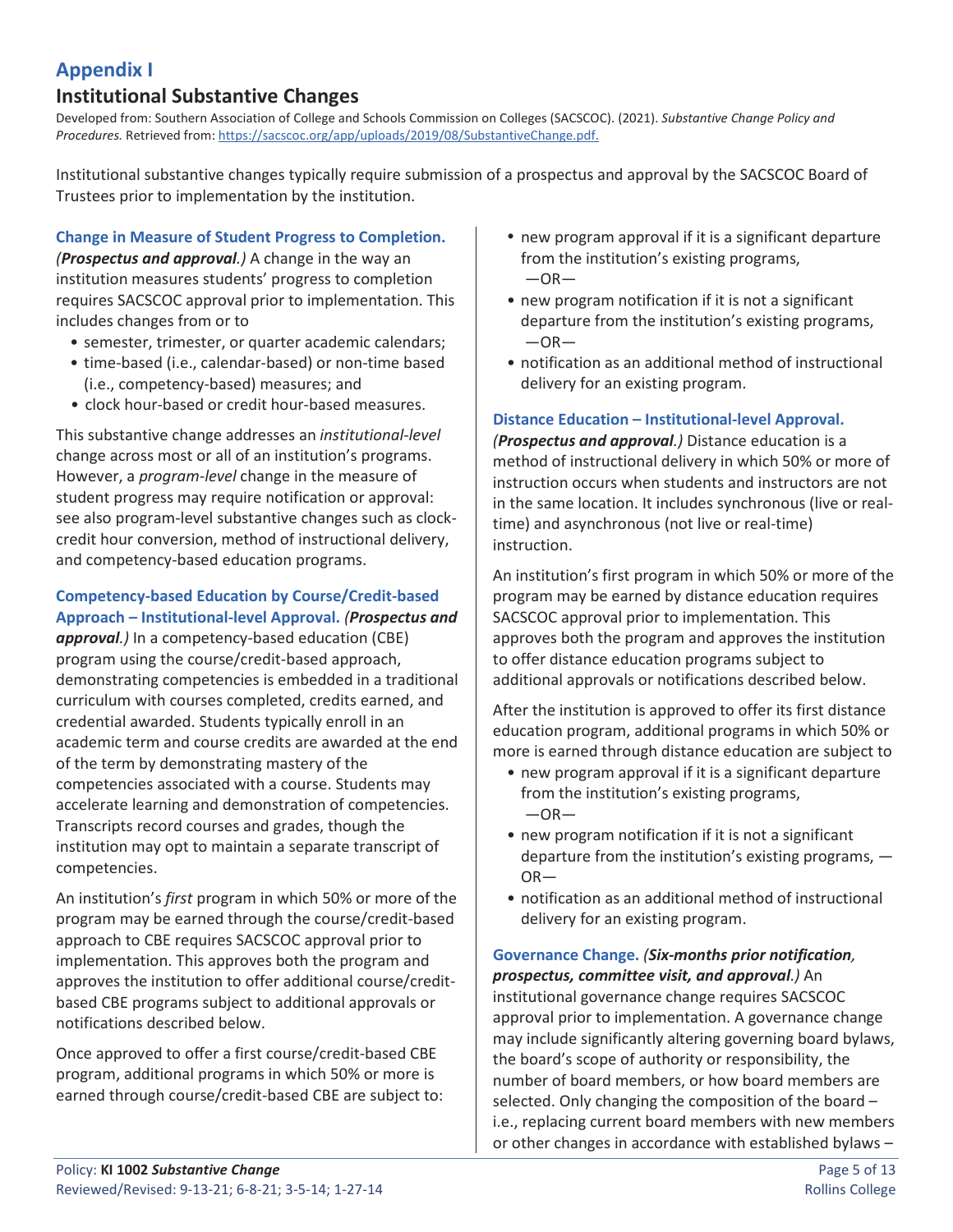# Appendix I

## Institutional Substantive Changes

Developed from: Southern Association of College and Schools Commission on Colleges (SACSCOC). (2021). *Substantive Change Policy and Procedures.* Retrieved from: https://sacscoc.org/app/uploads/2019/08/SubstantiveChange.pdf.

Institutional substantive changes typically require submission of a prospectus and approval by the SACSCOC Board of Trustees prior to implementation by the institution.

**Change in Measure of Student Progress to Completion.** ***(Prospectus and approval.)*** A change in the way an institution measures students' progress to completion requires SACSCOC approval prior to implementation. This includes changes from or to

- semester, trimester, or quarter academic calendars;
- time-based (i.e., calendar-based) or non-time based (i.e., competency-based) measures; and
- clock hour-based or credit hour-based measures.

This substantive change addresses an *institutional-level* change across most or all of an institution's programs. However, a *program-level* change in the measure of student progress may require notification or approval: see also program-level substantive changes such as clock-credit hour conversion, method of instructional delivery, and competency-based education programs.

**Competency-based Education by Course/Credit-based Approach – Institutional-level Approval.** ***(Prospectus and approval.)*** In a competency-based education (CBE) program using the course/credit-based approach, demonstrating competencies is embedded in a traditional curriculum with courses completed, credits earned, and credential awarded. Students typically enroll in an academic term and course credits are awarded at the end of the term by demonstrating mastery of the competencies associated with a course. Students may accelerate learning and demonstration of competencies. Transcripts record courses and grades, though the institution may opt to maintain a separate transcript of competencies.

An institution's *first* program in which 50% or more of the program may be earned through the course/credit-based approach to CBE requires SACSCOC approval prior to implementation. This approves both the program and approves the institution to offer additional course/credit-based CBE programs subject to additional approvals or notifications described below.

Once approved to offer a first course/credit-based CBE program, additional programs in which 50% or more is earned through course/credit-based CBE are subject to:

- new program approval if it is a significant departure from the institution's existing programs, —OR—
- new program notification if it is not a significant departure from the institution's existing programs, —OR—
- notification as an additional method of instructional delivery for an existing program.

**Distance Education – Institutional-level Approval.** ***(Prospectus and approval.)*** Distance education is a method of instructional delivery in which 50% or more of instruction occurs when students and instructors are not in the same location. It includes synchronous (live or real-time) and asynchronous (not live or real-time) instruction.

An institution's first program in which 50% or more of the program may be earned by distance education requires SACSCOC approval prior to implementation. This approves both the program and approves the institution to offer distance education programs subject to additional approvals or notifications described below.

After the institution is approved to offer its first distance education program, additional programs in which 50% or more is earned through distance education are subject to

- new program approval if it is a significant departure from the institution's existing programs, —OR—
- new program notification if it is not a significant departure from the institution's existing programs, —OR—
- notification as an additional method of instructional delivery for an existing program.

**Governance Change.** ***(Six-months prior notification, prospectus, committee visit, and approval.)*** An institutional governance change requires SACSCOC approval prior to implementation. A governance change may include significantly altering governing board bylaws, the board's scope of authority or responsibility, the number of board members, or how board members are selected. Only changing the composition of the board – i.e., replacing current board members with new members or other changes in accordance with established bylaws –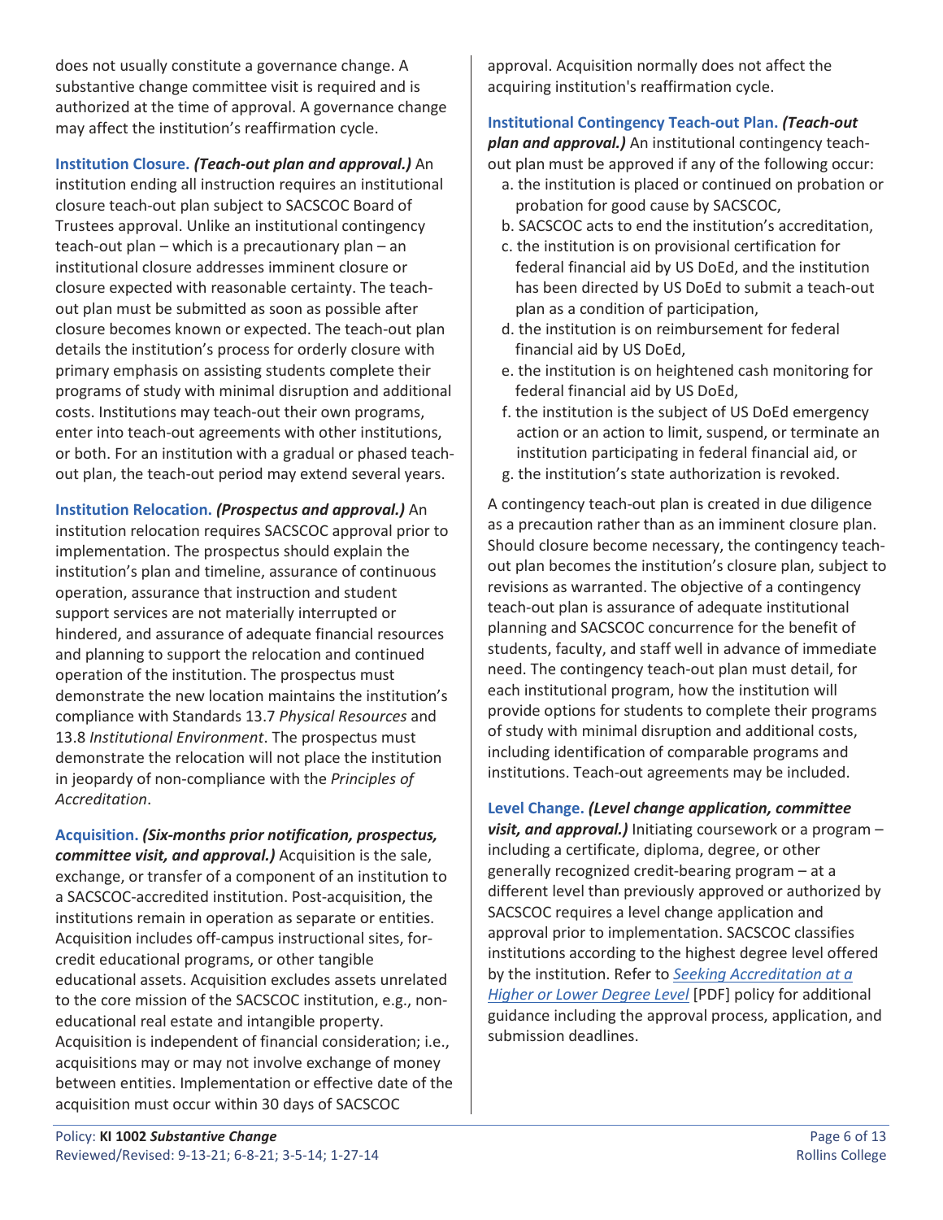does not usually constitute a governance change. A substantive change committee visit is required and is authorized at the time of approval. A governance change may affect the institution's reaffirmation cycle.

**Institution Closure.** ***(Teach-out plan and approval.)*** An institution ending all instruction requires an institutional closure teach-out plan subject to SACSCOC Board of Trustees approval. Unlike an institutional contingency teach-out plan – which is a precautionary plan – an institutional closure addresses imminent closure or closure expected with reasonable certainty. The teach-out plan must be submitted as soon as possible after closure becomes known or expected. The teach-out plan details the institution's process for orderly closure with primary emphasis on assisting students complete their programs of study with minimal disruption and additional costs. Institutions may teach-out their own programs, enter into teach-out agreements with other institutions, or both. For an institution with a gradual or phased teach-out plan, the teach-out period may extend several years.

**Institution Relocation.** ***(Prospectus and approval.)*** An institution relocation requires SACSCOC approval prior to implementation. The prospectus should explain the institution's plan and timeline, assurance of continuous operation, assurance that instruction and student support services are not materially interrupted or hindered, and assurance of adequate financial resources and planning to support the relocation and continued operation of the institution. The prospectus must demonstrate the new location maintains the institution's compliance with Standards 13.7 *Physical Resources* and 13.8 *Institutional Environment*. The prospectus must demonstrate the relocation will not place the institution in jeopardy of non-compliance with the *Principles of Accreditation*.

**Acquisition.** ***(Six-months prior notification, prospectus, committee visit, and approval.)*** Acquisition is the sale, exchange, or transfer of a component of an institution to a SACSCOC-accredited institution. Post-acquisition, the institutions remain in operation as separate or entities. Acquisition includes off-campus instructional sites, for-credit educational programs, or other tangible educational assets. Acquisition excludes assets unrelated to the core mission of the SACSCOC institution, e.g., non-educational real estate and intangible property. Acquisition is independent of financial consideration; i.e., acquisitions may or may not involve exchange of money between entities. Implementation or effective date of the acquisition must occur within 30 days of SACSCOC approval. Acquisition normally does not affect the acquiring institution's reaffirmation cycle.

**Institutional Contingency Teach-out Plan.** ***(Teach-out plan and approval.)*** An institutional contingency teach-out plan must be approved if any of the following occur:

a. the institution is placed or continued on probation or probation for good cause by SACSCOC,
b. SACSCOC acts to end the institution's accreditation,
c. the institution is on provisional certification for federal financial aid by US DoEd, and the institution has been directed by US DoEd to submit a teach-out plan as a condition of participation,
d. the institution is on reimbursement for federal financial aid by US DoEd,
e. the institution is on heightened cash monitoring for federal financial aid by US DoEd,
f. the institution is the subject of US DoEd emergency action or an action to limit, suspend, or terminate an institution participating in federal financial aid, or
g. the institution's state authorization is revoked.

A contingency teach-out plan is created in due diligence as a precaution rather than as an imminent closure plan. Should closure become necessary, the contingency teach-out plan becomes the institution's closure plan, subject to revisions as warranted. The objective of a contingency teach-out plan is assurance of adequate institutional planning and SACSCOC concurrence for the benefit of students, faculty, and staff well in advance of immediate need. The contingency teach-out plan must detail, for each institutional program, how the institution will provide options for students to complete their programs of study with minimal disruption and additional costs, including identification of comparable programs and institutions. Teach-out agreements may be included.

**Level Change.** ***(Level change application, committee visit, and approval.)*** Initiating coursework or a program – including a certificate, diploma, degree, or other generally recognized credit-bearing program – at a different level than previously approved or authorized by SACSCOC requires a level change application and approval prior to implementation. SACSCOC classifies institutions according to the highest degree level offered by the institution. Refer to *Seeking Accreditation at a Higher or Lower Degree Level* [PDF] policy for additional guidance including the approval process, application, and submission deadlines.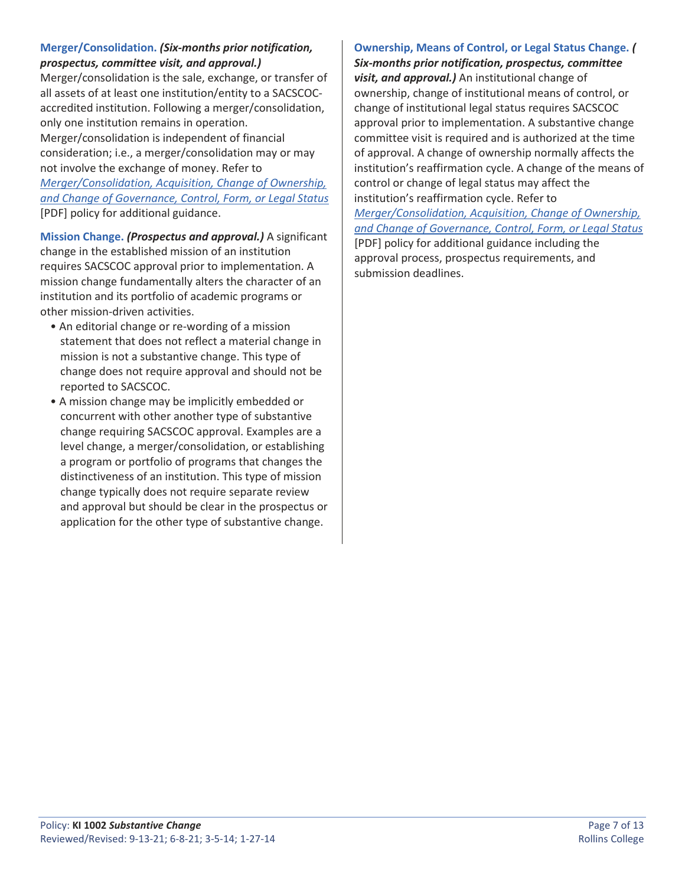**Merger/Consolidation.** ***(Six-months prior notification, prospectus, committee visit, and approval.)*** Merger/consolidation is the sale, exchange, or transfer of all assets of at least one institution/entity to a SACSCOC-accredited institution. Following a merger/consolidation, only one institution remains in operation. Merger/consolidation is independent of financial consideration; i.e., a merger/consolidation may or may not involve the exchange of money. Refer to *Merger/Consolidation, Acquisition, Change of Ownership, and Change of Governance, Control, Form, or Legal Status* [PDF] policy for additional guidance.

**Mission Change.** ***(Prospectus and approval.)*** A significant change in the established mission of an institution requires SACSCOC approval prior to implementation. A mission change fundamentally alters the character of an institution and its portfolio of academic programs or other mission-driven activities.

- An editorial change or re-wording of a mission statement that does not reflect a material change in mission is not a substantive change. This type of change does not require approval and should not be reported to SACSCOC.
- A mission change may be implicitly embedded or concurrent with other another type of substantive change requiring SACSCOC approval. Examples are a level change, a merger/consolidation, or establishing a program or portfolio of programs that changes the distinctiveness of an institution. This type of mission change typically does not require separate review and approval but should be clear in the prospectus or application for the other type of substantive change.

**Ownership, Means of Control, or Legal Status Change.** ***(Six-months prior notification, prospectus, committee visit, and approval.)*** An institutional change of ownership, change of institutional means of control, or change of institutional legal status requires SACSCOC approval prior to implementation. A substantive change committee visit is required and is authorized at the time of approval. A change of ownership normally affects the institution's reaffirmation cycle. A change of the means of control or change of legal status may affect the institution's reaffirmation cycle. Refer to *Merger/Consolidation, Acquisition, Change of Ownership, and Change of Governance, Control, Form, or Legal Status* [PDF] policy for additional guidance including the approval process, prospectus requirements, and submission deadlines.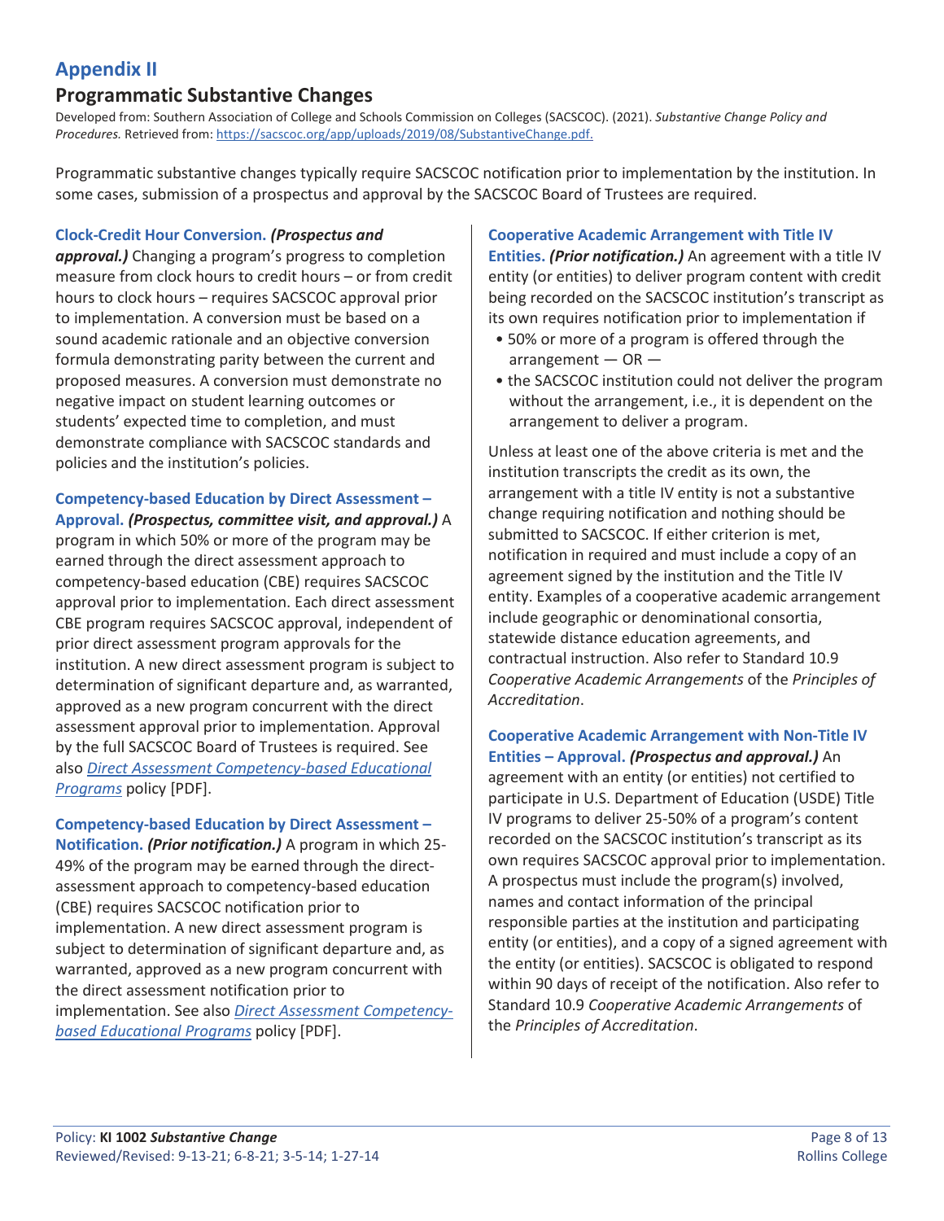# Appendix II

## Programmatic Substantive Changes

Developed from: Southern Association of College and Schools Commission on Colleges (SACSCOC). (2021). *Substantive Change Policy and Procedures.* Retrieved from: [https://sacscoc.org/app/uploads/2019/08/SubstantiveChange.pdf.](https://sacscoc.org/app/uploads/2019/08/SubstantiveChange.pdf)

Programmatic substantive changes typically require SACSCOC notification prior to implementation by the institution. In some cases, submission of a prospectus and approval by the SACSCOC Board of Trustees are required.

**Clock-Credit Hour Conversion.** ***(Prospectus and approval.)*** Changing a program's progress to completion measure from clock hours to credit hours – or from credit hours to clock hours – requires SACSCOC approval prior to implementation. A conversion must be based on a sound academic rationale and an objective conversion formula demonstrating parity between the current and proposed measures. A conversion must demonstrate no negative impact on student learning outcomes or students' expected time to completion, and must demonstrate compliance with SACSCOC standards and policies and the institution's policies.

**Competency-based Education by Direct Assessment – Approval.** ***(Prospectus, committee visit, and approval.)*** A program in which 50% or more of the program may be earned through the direct assessment approach to competency-based education (CBE) requires SACSCOC approval prior to implementation. Each direct assessment CBE program requires SACSCOC approval, independent of prior direct assessment program approvals for the institution. A new direct assessment program is subject to determination of significant departure and, as warranted, approved as a new program concurrent with the direct assessment approval prior to implementation. Approval by the full SACSCOC Board of Trustees is required. See also *Direct Assessment Competency-based Educational Programs* policy [PDF].

**Competency-based Education by Direct Assessment – Notification.** ***(Prior notification.)*** A program in which 25-49% of the program may be earned through the direct-assessment approach to competency-based education (CBE) requires SACSCOC notification prior to implementation. A new direct assessment program is subject to determination of significant departure and, as warranted, approved as a new program concurrent with the direct assessment notification prior to implementation. See also *Direct Assessment Competency-based Educational Programs* policy [PDF].

**Cooperative Academic Arrangement with Title IV Entities.** ***(Prior notification.)*** An agreement with a title IV entity (or entities) to deliver program content with credit being recorded on the SACSCOC institution's transcript as its own requires notification prior to implementation if

- 50% or more of a program is offered through the arrangement — OR —
- the SACSCOC institution could not deliver the program without the arrangement, i.e., it is dependent on the arrangement to deliver a program.

Unless at least one of the above criteria is met and the institution transcripts the credit as its own, the arrangement with a title IV entity is not a substantive change requiring notification and nothing should be submitted to SACSCOC. If either criterion is met, notification in required and must include a copy of an agreement signed by the institution and the Title IV entity. Examples of a cooperative academic arrangement include geographic or denominational consortia, statewide distance education agreements, and contractual instruction. Also refer to Standard 10.9 *Cooperative Academic Arrangements* of the *Principles of Accreditation*.

**Cooperative Academic Arrangement with Non-Title IV Entities – Approval.** ***(Prospectus and approval.)*** An agreement with an entity (or entities) not certified to participate in U.S. Department of Education (USDE) Title IV programs to deliver 25-50% of a program's content recorded on the SACSCOC institution's transcript as its own requires SACSCOC approval prior to implementation. A prospectus must include the program(s) involved, names and contact information of the principal responsible parties at the institution and participating entity (or entities), and a copy of a signed agreement with the entity (or entities). SACSCOC is obligated to respond within 90 days of receipt of the notification. Also refer to Standard 10.9 *Cooperative Academic Arrangements* of the *Principles of Accreditation*.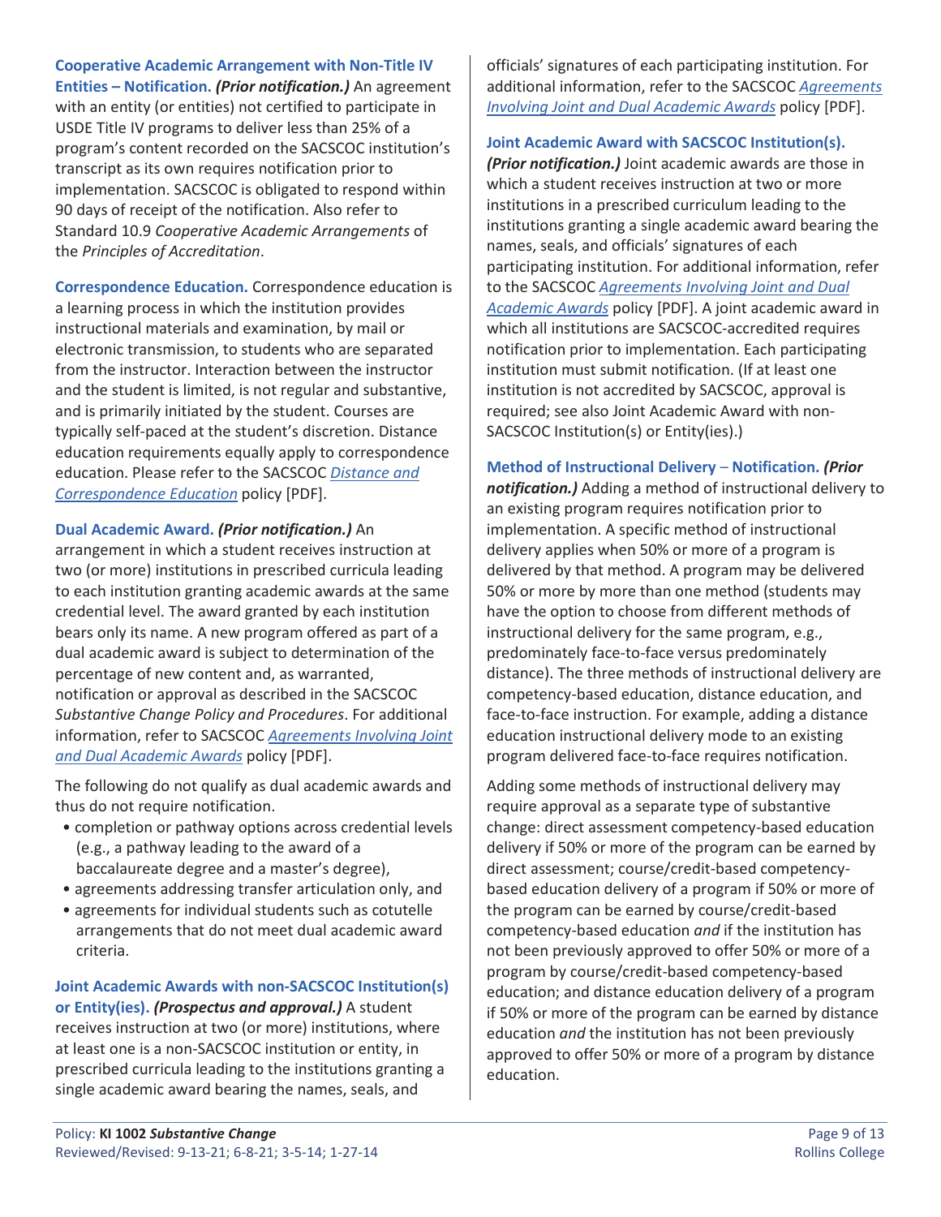**Cooperative Academic Arrangement with Non-Title IV Entities – Notification.** ***(Prior notification.)*** An agreement with an entity (or entities) not certified to participate in USDE Title IV programs to deliver less than 25% of a program's content recorded on the SACSCOC institution's transcript as its own requires notification prior to implementation. SACSCOC is obligated to respond within 90 days of receipt of the notification. Also refer to Standard 10.9 *Cooperative Academic Arrangements* of the *Principles of Accreditation*.

**Correspondence Education.** Correspondence education is a learning process in which the institution provides instructional materials and examination, by mail or electronic transmission, to students who are separated from the instructor. Interaction between the instructor and the student is limited, is not regular and substantive, and is primarily initiated by the student. Courses are typically self-paced at the student's discretion. Distance education requirements equally apply to correspondence education. Please refer to the SACSCOC *Distance and Correspondence Education* policy [PDF].

**Dual Academic Award.** ***(Prior notification.)*** An arrangement in which a student receives instruction at two (or more) institutions in prescribed curricula leading to each institution granting academic awards at the same credential level. The award granted by each institution bears only its name. A new program offered as part of a dual academic award is subject to determination of the percentage of new content and, as warranted, notification or approval as described in the SACSCOC *Substantive Change Policy and Procedures*. For additional information, refer to SACSCOC *Agreements Involving Joint and Dual Academic Awards* policy [PDF].

The following do not qualify as dual academic awards and thus do not require notification.

- completion or pathway options across credential levels (e.g., a pathway leading to the award of a baccalaureate degree and a master's degree),
- agreements addressing transfer articulation only, and
- agreements for individual students such as cotutelle arrangements that do not meet dual academic award criteria.

**Joint Academic Awards with non-SACSCOC Institution(s) or Entity(ies).** ***(Prospectus and approval.)*** A student receives instruction at two (or more) institutions, where at least one is a non-SACSCOC institution or entity, in prescribed curricula leading to the institutions granting a single academic award bearing the names, seals, and officials' signatures of each participating institution. For additional information, refer to the SACSCOC *Agreements Involving Joint and Dual Academic Awards* policy [PDF].

**Joint Academic Award with SACSCOC Institution(s).** ***(Prior notification.)*** Joint academic awards are those in which a student receives instruction at two or more institutions in a prescribed curriculum leading to the institutions granting a single academic award bearing the names, seals, and officials' signatures of each participating institution. For additional information, refer to the SACSCOC *Agreements Involving Joint and Dual Academic Awards* policy [PDF]. A joint academic award in which all institutions are SACSCOC-accredited requires notification prior to implementation. Each participating institution must submit notification. (If at least one institution is not accredited by SACSCOC, approval is required; see also Joint Academic Award with non-SACSCOC Institution(s) or Entity(ies).)

**Method of Instructional Delivery – Notification.** ***(Prior notification.)*** Adding a method of instructional delivery to an existing program requires notification prior to implementation. A specific method of instructional delivery applies when 50% or more of a program is delivered by that method. A program may be delivered 50% or more by more than one method (students may have the option to choose from different methods of instructional delivery for the same program, e.g., predominately face-to-face versus predominately distance). The three methods of instructional delivery are competency-based education, distance education, and face-to-face instruction. For example, adding a distance education instructional delivery mode to an existing program delivered face-to-face requires notification.

Adding some methods of instructional delivery may require approval as a separate type of substantive change: direct assessment competency-based education delivery if 50% or more of the program can be earned by direct assessment; course/credit-based competency-based education delivery of a program if 50% or more of the program can be earned by course/credit-based competency-based education *and* if the institution has not been previously approved to offer 50% or more of a program by course/credit-based competency-based education; and distance education delivery of a program if 50% or more of the program can be earned by distance education *and* the institution has not been previously approved to offer 50% or more of a program by distance education.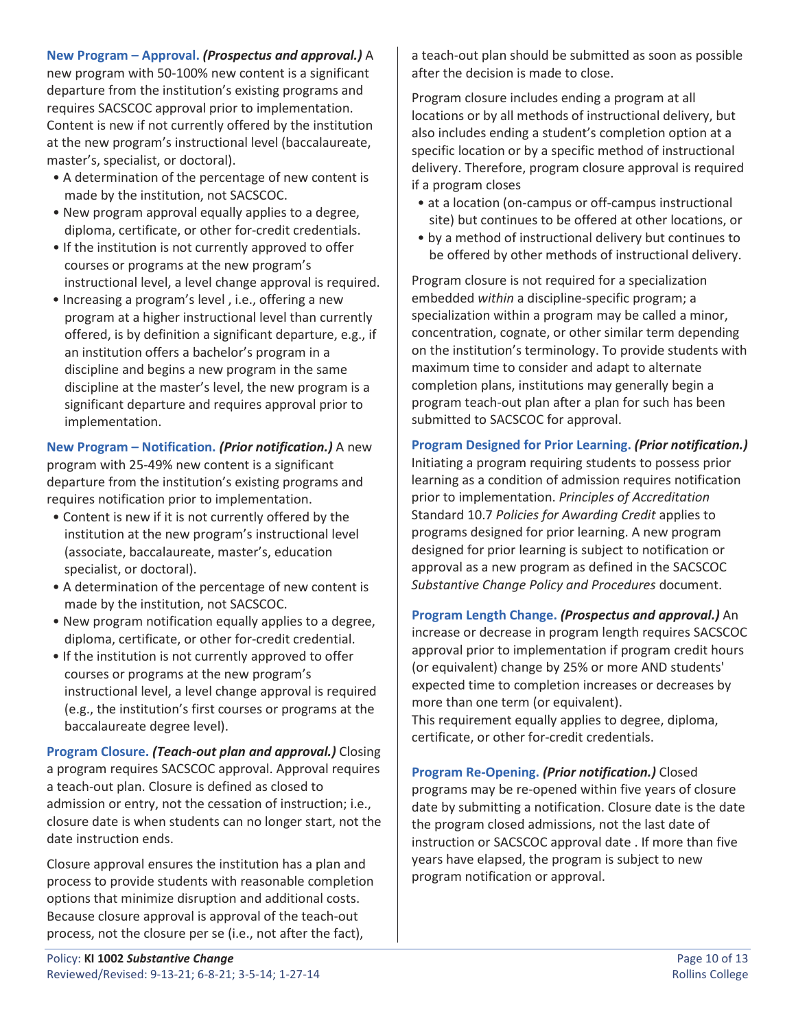**New Program – Approval.** ***(Prospectus and approval.)*** A new program with 50-100% new content is a significant departure from the institution's existing programs and requires SACSCOC approval prior to implementation. Content is new if not currently offered by the institution at the new program's instructional level (baccalaureate, master's, specialist, or doctoral).

- A determination of the percentage of new content is made by the institution, not SACSCOC.
- New program approval equally applies to a degree, diploma, certificate, or other for-credit credentials.
- If the institution is not currently approved to offer courses or programs at the new program's instructional level, a level change approval is required.
- Increasing a program's level , i.e., offering a new program at a higher instructional level than currently offered, is by definition a significant departure, e.g., if an institution offers a bachelor's program in a discipline and begins a new program in the same discipline at the master's level, the new program is a significant departure and requires approval prior to implementation.

**New Program – Notification.** ***(Prior notification.)*** A new program with 25-49% new content is a significant departure from the institution's existing programs and requires notification prior to implementation.

- Content is new if it is not currently offered by the institution at the new program's instructional level (associate, baccalaureate, master's, education specialist, or doctoral).
- A determination of the percentage of new content is made by the institution, not SACSCOC.
- New program notification equally applies to a degree, diploma, certificate, or other for-credit credential.
- If the institution is not currently approved to offer courses or programs at the new program's instructional level, a level change approval is required (e.g., the institution's first courses or programs at the baccalaureate degree level).

**Program Closure.** ***(Teach-out plan and approval.)*** Closing a program requires SACSCOC approval. Approval requires a teach-out plan. Closure is defined as closed to admission or entry, not the cessation of instruction; i.e., closure date is when students can no longer start, not the date instruction ends.

Closure approval ensures the institution has a plan and process to provide students with reasonable completion options that minimize disruption and additional costs. Because closure approval is approval of the teach-out process, not the closure per se (i.e., not after the fact), a teach-out plan should be submitted as soon as possible after the decision is made to close.

Program closure includes ending a program at all locations or by all methods of instructional delivery, but also includes ending a student's completion option at a specific location or by a specific method of instructional delivery. Therefore, program closure approval is required if a program closes

- at a location (on-campus or off-campus instructional site) but continues to be offered at other locations, or
- by a method of instructional delivery but continues to be offered by other methods of instructional delivery.

Program closure is not required for a specialization embedded *within* a discipline-specific program; a specialization within a program may be called a minor, concentration, cognate, or other similar term depending on the institution's terminology. To provide students with maximum time to consider and adapt to alternate completion plans, institutions may generally begin a program teach-out plan after a plan for such has been submitted to SACSCOC for approval.

**Program Designed for Prior Learning.** ***(Prior notification.)*** Initiating a program requiring students to possess prior learning as a condition of admission requires notification prior to implementation. *Principles of Accreditation* Standard 10.7 *Policies for Awarding Credit* applies to programs designed for prior learning. A new program designed for prior learning is subject to notification or approval as a new program as defined in the SACSCOC *Substantive Change Policy and Procedures* document.

**Program Length Change.** ***(Prospectus and approval.)*** An increase or decrease in program length requires SACSCOC approval prior to implementation if program credit hours (or equivalent) change by 25% or more AND students' expected time to completion increases or decreases by more than one term (or equivalent).
This requirement equally applies to degree, diploma, certificate, or other for-credit credentials.

**Program Re-Opening.** ***(Prior notification.)*** Closed programs may be re-opened within five years of closure date by submitting a notification. Closure date is the date the program closed admissions, not the last date of instruction or SACSCOC approval date . If more than five years have elapsed, the program is subject to new program notification or approval.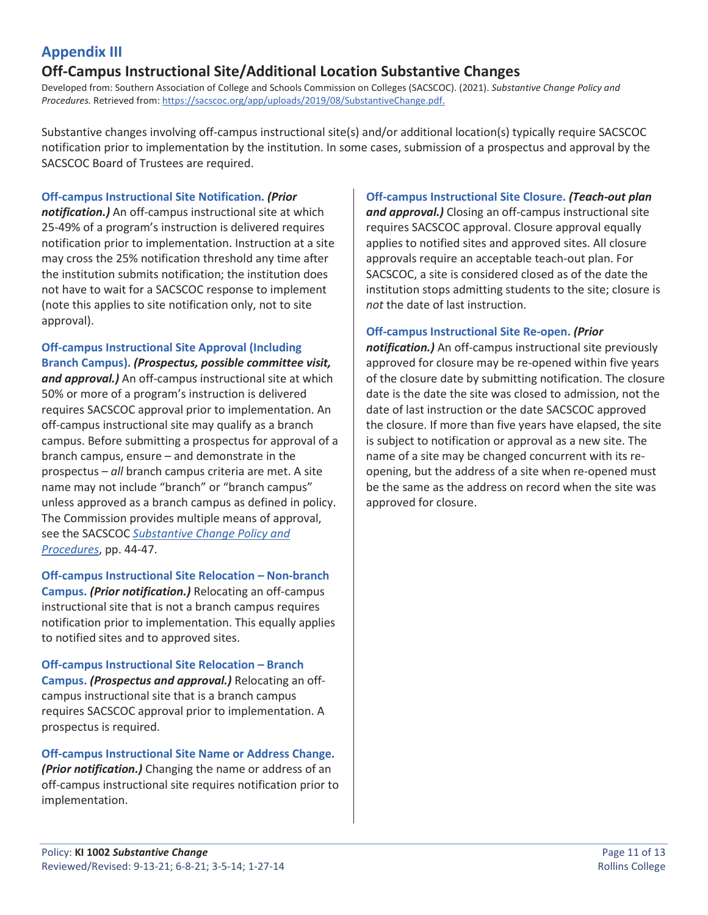# Appendix III

## Off-Campus Instructional Site/Additional Location Substantive Changes

Developed from: Southern Association of College and Schools Commission on Colleges (SACSCOC). (2021). *Substantive Change Policy and Procedures.* Retrieved from: https://sacscoc.org/app/uploads/2019/08/SubstantiveChange.pdf.

Substantive changes involving off-campus instructional site(s) and/or additional location(s) typically require SACSCOC notification prior to implementation by the institution. In some cases, submission of a prospectus and approval by the SACSCOC Board of Trustees are required.

**Off-campus Instructional Site Notification.** ***(Prior notification.)*** An off-campus instructional site at which 25-49% of a program's instruction is delivered requires notification prior to implementation. Instruction at a site may cross the 25% notification threshold any time after the institution submits notification; the institution does not have to wait for a SACSCOC response to implement (note this applies to site notification only, not to site approval).

**Off-campus Instructional Site Approval (Including Branch Campus).** ***(Prospectus, possible committee visit, and approval.)*** An off-campus instructional site at which 50% or more of a program's instruction is delivered requires SACSCOC approval prior to implementation. An off-campus instructional site may qualify as a branch campus. Before submitting a prospectus for approval of a branch campus, ensure – and demonstrate in the prospectus – *all* branch campus criteria are met. A site name may not include "branch" or "branch campus" unless approved as a branch campus as defined in policy. The Commission provides multiple means of approval, see the SACSCOC *Substantive Change Policy and Procedures*, pp. 44-47.

**Off-campus Instructional Site Relocation – Non-branch Campus.** ***(Prior notification.)*** Relocating an off-campus instructional site that is not a branch campus requires notification prior to implementation. This equally applies to notified sites and to approved sites.

**Off-campus Instructional Site Relocation – Branch Campus.** ***(Prospectus and approval.)*** Relocating an off-campus instructional site that is a branch campus requires SACSCOC approval prior to implementation. A prospectus is required.

**Off-campus Instructional Site Name or Address Change.** ***(Prior notification.)*** Changing the name or address of an off-campus instructional site requires notification prior to implementation.

**Off-campus Instructional Site Closure.** ***(Teach-out plan and approval.)*** Closing an off-campus instructional site requires SACSCOC approval. Closure approval equally applies to notified sites and approved sites. All closure approvals require an acceptable teach-out plan. For SACSCOC, a site is considered closed as of the date the institution stops admitting students to the site; closure is *not* the date of last instruction.

**Off-campus Instructional Site Re-open.** ***(Prior notification.)*** An off-campus instructional site previously approved for closure may be re-opened within five years of the closure date by submitting notification. The closure date is the date the site was closed to admission, not the date of last instruction or the date SACSCOC approved the closure. If more than five years have elapsed, the site is subject to notification or approval as a new site. The name of a site may be changed concurrent with its re-opening, but the address of a site when re-opened must be the same as the address on record when the site was approved for closure.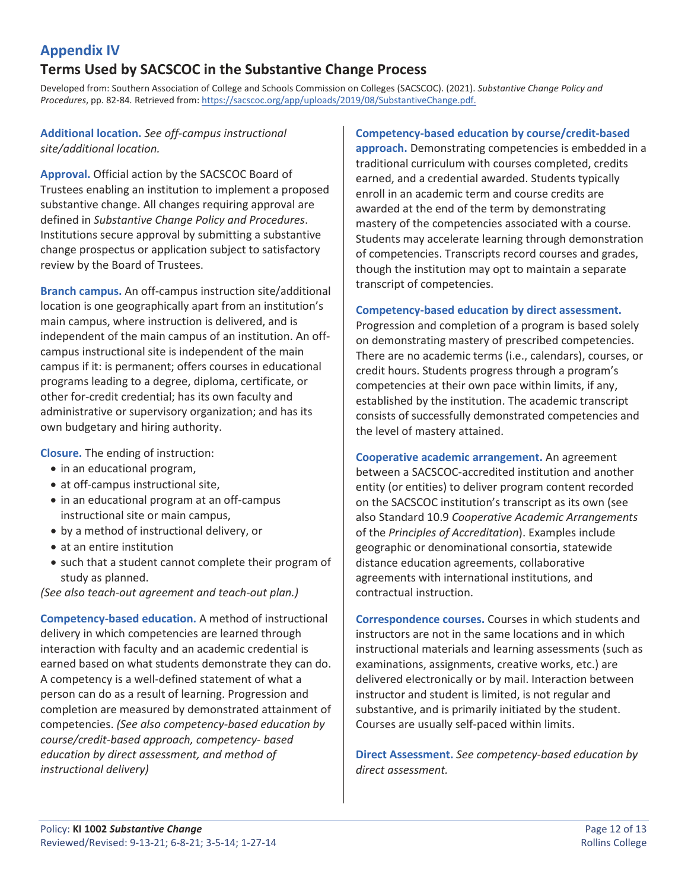## Appendix IV

### Terms Used by SACSCOC in the Substantive Change Process

Developed from: Southern Association of College and Schools Commission on Colleges (SACSCOC). (2021). *Substantive Change Policy and Procedures*, pp. 82-84. Retrieved from: https://sacscoc.org/app/uploads/2019/08/SubstantiveChange.pdf.

**Additional location.** *See off-campus instructional site/additional location.*

**Approval.** Official action by the SACSCOC Board of Trustees enabling an institution to implement a proposed substantive change. All changes requiring approval are defined in *Substantive Change Policy and Procedures*. Institutions secure approval by submitting a substantive change prospectus or application subject to satisfactory review by the Board of Trustees.

**Branch campus.** An off-campus instruction site/additional location is one geographically apart from an institution's main campus, where instruction is delivered, and is independent of the main campus of an institution. An off-campus instructional site is independent of the main campus if it: is permanent; offers courses in educational programs leading to a degree, diploma, certificate, or other for-credit credential; has its own faculty and administrative or supervisory organization; and has its own budgetary and hiring authority.

**Closure.** The ending of instruction:

- in an educational program,
- at off-campus instructional site,
- in an educational program at an off-campus instructional site or main campus,
- by a method of instructional delivery, or
- at an entire institution
- such that a student cannot complete their program of study as planned.

*(See also teach-out agreement and teach-out plan.)*

**Competency-based education.** A method of instructional delivery in which competencies are learned through interaction with faculty and an academic credential is earned based on what students demonstrate they can do. A competency is a well-defined statement of what a person can do as a result of learning. Progression and completion are measured by demonstrated attainment of competencies. *(See also competency-based education by course/credit-based approach, competency- based education by direct assessment, and method of instructional delivery)*

**Competency-based education by course/credit-based approach.** Demonstrating competencies is embedded in a traditional curriculum with courses completed, credits earned, and a credential awarded. Students typically enroll in an academic term and course credits are awarded at the end of the term by demonstrating mastery of the competencies associated with a course. Students may accelerate learning through demonstration of competencies. Transcripts record courses and grades, though the institution may opt to maintain a separate transcript of competencies.

**Competency-based education by direct assessment.** Progression and completion of a program is based solely on demonstrating mastery of prescribed competencies. There are no academic terms (i.e., calendars), courses, or credit hours. Students progress through a program's competencies at their own pace within limits, if any, established by the institution. The academic transcript consists of successfully demonstrated competencies and the level of mastery attained.

**Cooperative academic arrangement.** An agreement between a SACSCOC-accredited institution and another entity (or entities) to deliver program content recorded on the SACSCOC institution's transcript as its own (see also Standard 10.9 *Cooperative Academic Arrangements* of the *Principles of Accreditation*). Examples include geographic or denominational consortia, statewide distance education agreements, collaborative agreements with international institutions, and contractual instruction.

**Correspondence courses.** Courses in which students and instructors are not in the same locations and in which instructional materials and learning assessments (such as examinations, assignments, creative works, etc.) are delivered electronically or by mail. Interaction between instructor and student is limited, is not regular and substantive, and is primarily initiated by the student. Courses are usually self-paced within limits.

**Direct Assessment.** *See competency-based education by direct assessment.*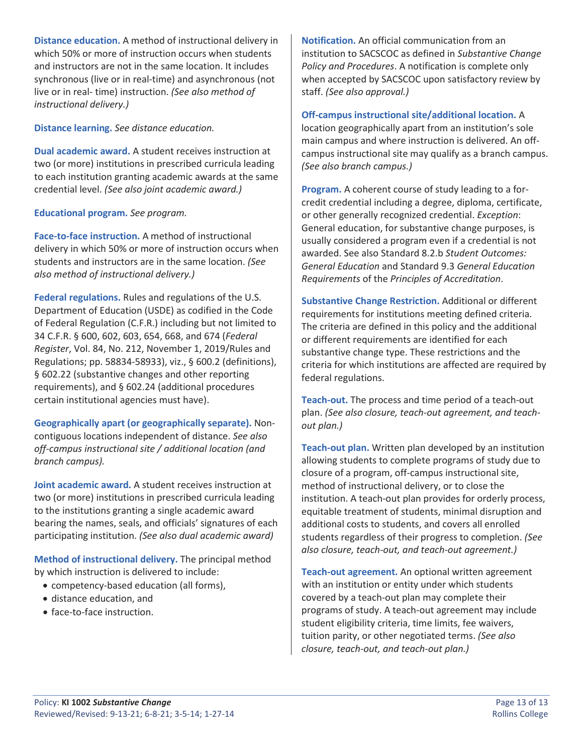**Distance education.** A method of instructional delivery in which 50% or more of instruction occurs when students and instructors are not in the same location. It includes synchronous (live or in real-time) and asynchronous (not live or in real- time) instruction. *(See also method of instructional delivery.)*

**Distance learning.** *See distance education.*

**Dual academic award.** A student receives instruction at two (or more) institutions in prescribed curricula leading to each institution granting academic awards at the same credential level. *(See also joint academic award.)*

**Educational program.** *See program.*

**Face-to-face instruction.** A method of instructional delivery in which 50% or more of instruction occurs when students and instructors are in the same location. *(See also method of instructional delivery.)*

**Federal regulations.** Rules and regulations of the U.S. Department of Education (USDE) as codified in the Code of Federal Regulation (C.F.R.) including but not limited to 34 C.F.R. § 600, 602, 603, 654, 668, and 674 (*Federal Register*, Vol. 84, No. 212, November 1, 2019/Rules and Regulations; pp. 58834-58933), viz., § 600.2 (definitions), § 602.22 (substantive changes and other reporting requirements), and § 602.24 (additional procedures certain institutional agencies must have).

**Geographically apart (or geographically separate).** Non-contiguous locations independent of distance. *See also off-campus instructional site / additional location (and branch campus).*

**Joint academic award.** A student receives instruction at two (or more) institutions in prescribed curricula leading to the institutions granting a single academic award bearing the names, seals, and officials' signatures of each participating institution. *(See also dual academic award)*

**Method of instructional delivery.** The principal method by which instruction is delivered to include:

- competency-based education (all forms),
- distance education, and
- face-to-face instruction.

**Notification.** An official communication from an institution to SACSCOC as defined in *Substantive Change Policy and Procedures*. A notification is complete only when accepted by SACSCOC upon satisfactory review by staff. *(See also approval.)*

**Off-campus instructional site/additional location.** A location geographically apart from an institution's sole main campus and where instruction is delivered. An off-campus instructional site may qualify as a branch campus. *(See also branch campus.)*

**Program.** A coherent course of study leading to a for-credit credential including a degree, diploma, certificate, or other generally recognized credential. *Exception*: General education, for substantive change purposes, is usually considered a program even if a credential is not awarded. See also Standard 8.2.b *Student Outcomes: General Education* and Standard 9.3 *General Education Requirements* of the *Principles of Accreditation*.

**Substantive Change Restriction.** Additional or different requirements for institutions meeting defined criteria. The criteria are defined in this policy and the additional or different requirements are identified for each substantive change type. These restrictions and the criteria for which institutions are affected are required by federal regulations.

**Teach-out.** The process and time period of a teach-out plan. *(See also closure, teach-out agreement, and teach-out plan.)*

**Teach-out plan.** Written plan developed by an institution allowing students to complete programs of study due to closure of a program, off-campus instructional site, method of instructional delivery, or to close the institution. A teach-out plan provides for orderly process, equitable treatment of students, minimal disruption and additional costs to students, and covers all enrolled students regardless of their progress to completion. *(See also closure, teach-out, and teach-out agreement.)*

**Teach-out agreement.** An optional written agreement with an institution or entity under which students covered by a teach-out plan may complete their programs of study. A teach-out agreement may include student eligibility criteria, time limits, fee waivers, tuition parity, or other negotiated terms. *(See also closure, teach-out, and teach-out plan.)*